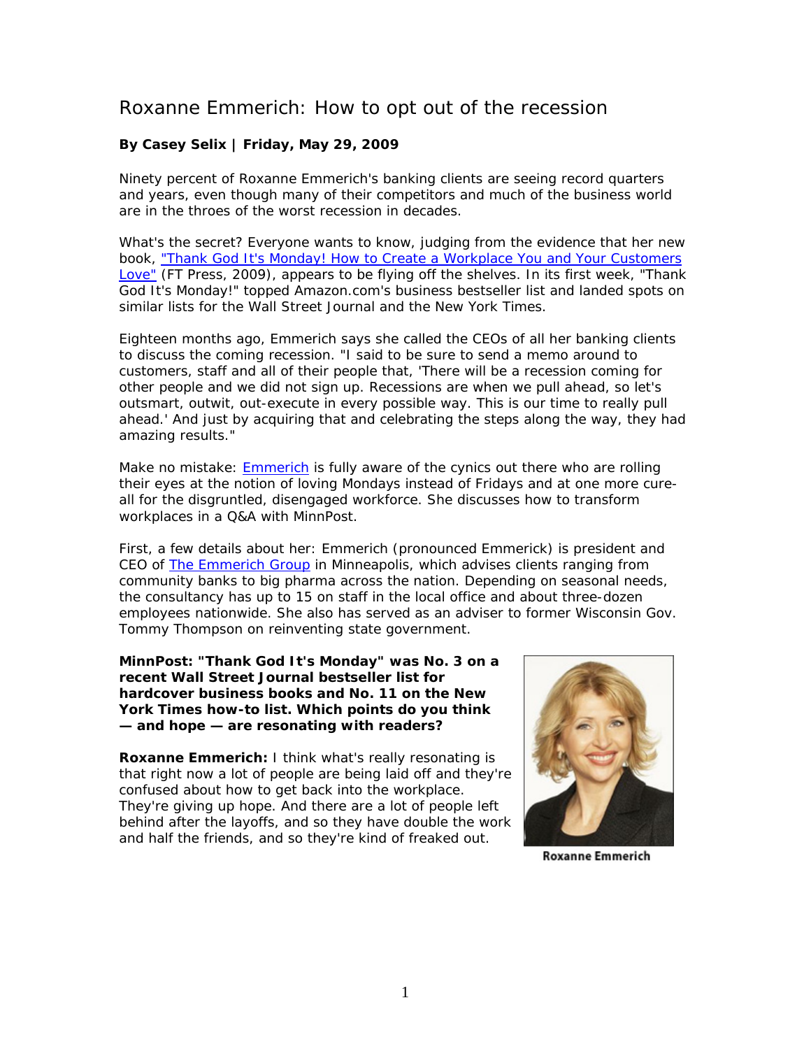# Roxanne Emmerich: How to opt out of the recession

**By Casey Selix | Friday, May 29, 2009**

Ninety percent of Roxanne Emmerich's banking clients are seeing record quarters and years, even though many of their competitors and much of the business world are in the throes of the worst recession in decades.

What's the secret? Everyone wants to know, judging from the evidence that her new book, "Thank God It's Monday! How to Create a Workplace You and Your Customers Love" (FT Press, 2009), appears to be flying off the shelves. In its first week, "Thank God It's Monday!" topped Amazon.com's business bestseller list and landed spots on similar lists for the Wall Street Journal and the New York Times.

Eighteen months ago, Emmerich says she called the CEOs of all her banking clients to discuss the coming recession. "I said to be sure to send a memo around to customers, staff and all of their people that, 'There will be a recession coming for other people and we did not sign up. Recessions are when we pull ahead, so let's outsmart, outwit, out-execute in every possible way. This is our time to really pull ahead.' And just by acquiring that and celebrating the steps along the way, they had amazing results."

Make no mistake: Emmerich is fully aware of the cynics out there who are rolling their eyes at the notion of loving Mondays instead of Fridays and at one more cure-all for the disgruntled, disengaged workforce. She discusses how to transform workplaces in a Q&A with MinnPost.

First, a few details about her: Emmerich (pronounced Emmerick) is president and CEO of The Emmerich Group in Minneapolis, which advises clients ranging from community banks to big pharma across the nation. Depending on seasonal needs, the consultancy has up to 15 on staff in the local office and about three-dozen employees nationwide. She also has served as an adviser to former Wisconsin Gov. Tommy Thompson on reinventing state government.

**MinnPost: "Thank God It's Monday" was No. 3 on a recent Wall Street Journal bestseller list for hardcover business books and No. 11 on the New York Times how-to list. Which points do you think — and hope — are resonating with readers?**

Roxanne Emmerich

**Roxanne Emmerich:** I think what's really resonating is that right now a lot of people are being laid off and they're confused about how to get back into the workplace. They're giving up hope. And there are a lot of people left behind after the layoffs, and so they have double the work and half the friends, and so they're kind of freaked out.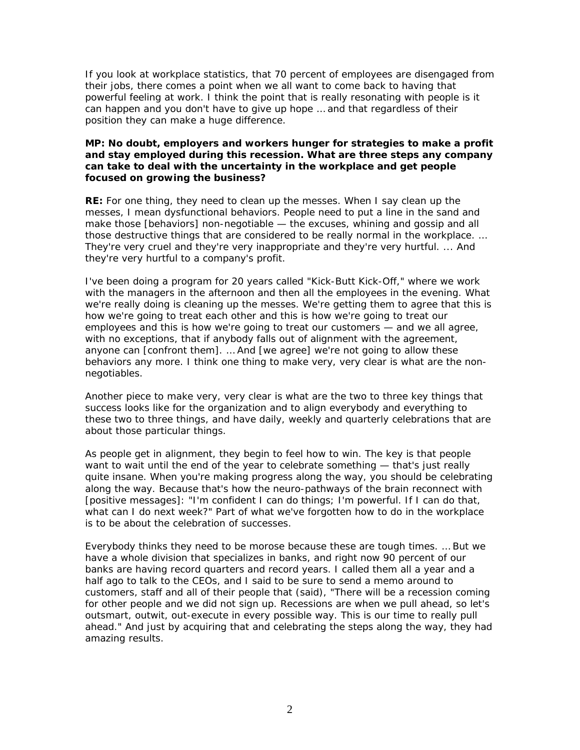If you look at workplace statistics, that 70 percent of employees are disengaged from their jobs, there comes a point when we all want to come back to having that powerful feeling at work. I think the point that is really resonating with people is it can happen and you don't have to give up hope … and that regardless of their position they can make a huge difference.

**MP: No doubt, employers and workers hunger for strategies to make a profit and stay employed during this recession. What are three steps any company can take to deal with the uncertainty in the workplace and get people focused on growing the business?**

**RE:** For one thing, they need to clean up the messes. When I say clean up the messes, I mean dysfunctional behaviors. People need to put a line in the sand and make those [behaviors] non-negotiable — the excuses, whining and gossip and all those destructive things that are considered to be really normal in the workplace. … They're very cruel and they're very inappropriate and they're very hurtful. ... And they're very hurtful to a company's profit.

I've been doing a program for 20 years called "Kick-Butt Kick-Off," where we work with the managers in the afternoon and then all the employees in the evening. What we're really doing is cleaning up the messes. We're getting them to agree that this is how we're going to treat each other and this is how we're going to treat our employees and this is how we're going to treat our customers — and we all agree, with no exceptions, that if anybody falls out of alignment with the agreement, anyone can [confront them]. … And [we agree] we're not going to allow these behaviors any more. I think one thing to make very, very clear is what are the non-negotiables.

Another piece to make very, very clear is what are the two to three key things that success looks like for the organization and to align everybody and everything to these two to three things, and have daily, weekly and quarterly celebrations that are about those particular things.

As people get in alignment, they begin to feel how to win. The key is that people want to wait until the end of the year to celebrate something — that's just really quite insane. When you're making progress along the way, you should be celebrating along the way. Because that's how the neuro-pathways of the brain reconnect with [positive messages]: "I'm confident I can do things; I'm powerful. If I can do that, what can I do next week?" Part of what we've forgotten how to do in the workplace is to be about the celebration of successes.

Everybody thinks they need to be morose because these are tough times. … But we have a whole division that specializes in banks, and right now 90 percent of our banks are having record quarters and record years. I called them all a year and a half ago to talk to the CEOs, and I said to be sure to send a memo around to customers, staff and all of their people that (said), "There will be a recession coming for other people and we did not sign up. Recessions are when we pull ahead, so let's outsmart, outwit, out-execute in every possible way. This is our time to really pull ahead." And just by acquiring that and celebrating the steps along the way, they had amazing results.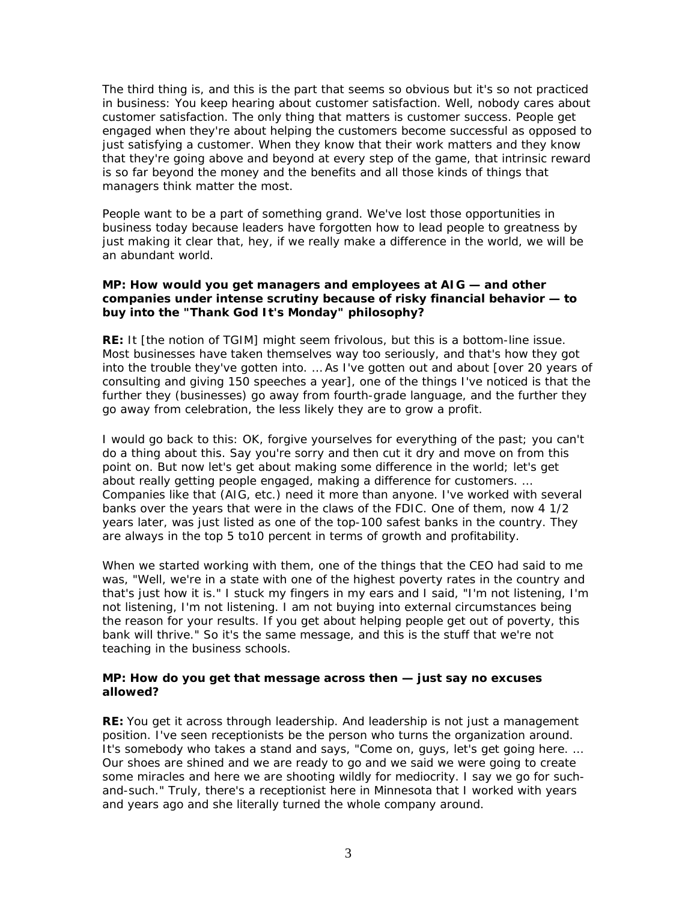The third thing is, and this is the part that seems so obvious but it's so not practiced in business: You keep hearing about customer satisfaction. Well, nobody cares about customer satisfaction. The only thing that matters is customer success. People get engaged when they're about helping the customers become successful as opposed to just satisfying a customer. When they know that their work matters and they know that they're going above and beyond at every step of the game, that intrinsic reward is so far beyond the money and the benefits and all those kinds of things that managers think matter the most.

People want to be a part of something grand. We've lost those opportunities in business today because leaders have forgotten how to lead people to greatness by just making it clear that, hey, if we really make a difference in the world, we will be an abundant world.

**MP: How would you get managers and employees at AIG — and other companies under intense scrutiny because of risky financial behavior — to buy into the "Thank God It's Monday" philosophy?**

**RE:** It [the notion of TGIM] might seem frivolous, but this is a bottom-line issue. Most businesses have taken themselves way too seriously, and that's how they got into the trouble they've gotten into. … As I've gotten out and about [over 20 years of consulting and giving 150 speeches a year], one of the things I've noticed is that the further they (businesses) go away from fourth-grade language, and the further they go away from celebration, the less likely they are to grow a profit.

I would go back to this: OK, forgive yourselves for everything of the past; you can't do a thing about this. Say you're sorry and then cut it dry and move on from this point on. But now let's get about making some difference in the world; let's get about really getting people engaged, making a difference for customers. … Companies like that (AIG, etc.) need it more than anyone. I've worked with several banks over the years that were in the claws of the FDIC. One of them, now 4 1/2 years later, was just listed as one of the top-100 safest banks in the country. They are always in the top 5 to10 percent in terms of growth and profitability.

When we started working with them, one of the things that the CEO had said to me was, "Well, we're in a state with one of the highest poverty rates in the country and that's just how it is." I stuck my fingers in my ears and I said, "I'm not listening, I'm not listening, I'm not listening. I am not buying into external circumstances being the reason for your results. If you get about helping people get out of poverty, this bank will thrive." So it's the same message, and this is the stuff that we're not teaching in the business schools.

**MP: How do you get that message across then — just say no excuses allowed?**

**RE:** You get it across through leadership. And leadership is not just a management position. I've seen receptionists be the person who turns the organization around. It's somebody who takes a stand and says, "Come on, guys, let's get going here. … Our shoes are shined and we are ready to go and we said we were going to create some miracles and here we are shooting wildly for mediocrity. I say we go for such-and-such." Truly, there's a receptionist here in Minnesota that I worked with years and years ago and she literally turned the whole company around.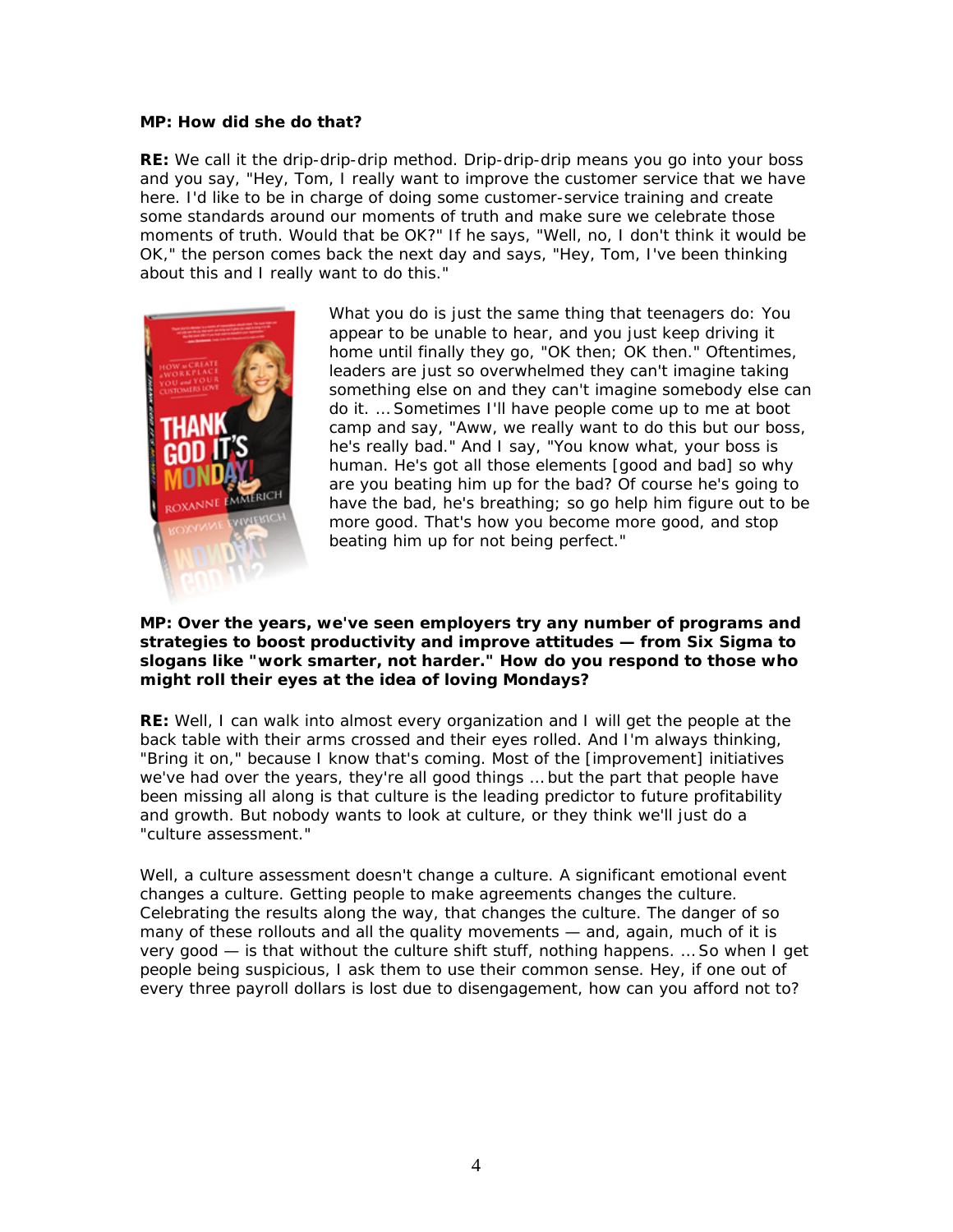**MP: How did she do that?**

**RE:** We call it the drip-drip-drip method. Drip-drip-drip means you go into your boss and you say, "Hey, Tom, I really want to improve the customer service that we have here. I'd like to be in charge of doing some customer-service training and create some standards around our moments of truth and make sure we celebrate those moments of truth. Would that be OK?" If he says, "Well, no, I don't think it would be OK," the person comes back the next day and says, "Hey, Tom, I've been thinking about this and I really want to do this."

What you do is just the same thing that teenagers do: You appear to be unable to hear, and you just keep driving it home until finally they go, "OK then; OK then." Oftentimes, leaders are just so overwhelmed they can't imagine taking something else on and they can't imagine somebody else can do it. ... Sometimes I'll have people come up to me at boot camp and say, "Aww, we really want to do this but our boss, he's really bad." And I say, "You know what, your boss is human. He's got all those elements [good and bad] so why are you beating him up for the bad? Of course he's going to have the bad, he's breathing; so go help him figure out to be more good. That's how you become more good, and stop beating him up for not being perfect."

**MP: Over the years, we've seen employers try any number of programs and strategies to boost productivity and improve attitudes — from Six Sigma to slogans like "work smarter, not harder." How do you respond to those who might roll their eyes at the idea of loving Mondays?**

**RE:** Well, I can walk into almost every organization and I will get the people at the back table with their arms crossed and their eyes rolled. And I'm always thinking, "Bring it on," because I know that's coming. Most of the [improvement] initiatives we've had over the years, they're all good things ... but the part that people have been missing all along is that culture is the leading predictor to future profitability and growth. But nobody wants to look at culture, or they think we'll just do a "culture assessment."

Well, a culture assessment doesn't change a culture. A significant emotional event changes a culture. Getting people to make agreements changes the culture. Celebrating the results along the way, that changes the culture. The danger of so many of these rollouts and all the quality movements — and, again, much of it is very good — is that without the culture shift stuff, nothing happens. ... So when I get people being suspicious, I ask them to use their common sense. Hey, if one out of every three payroll dollars is lost due to disengagement, how can you afford not to?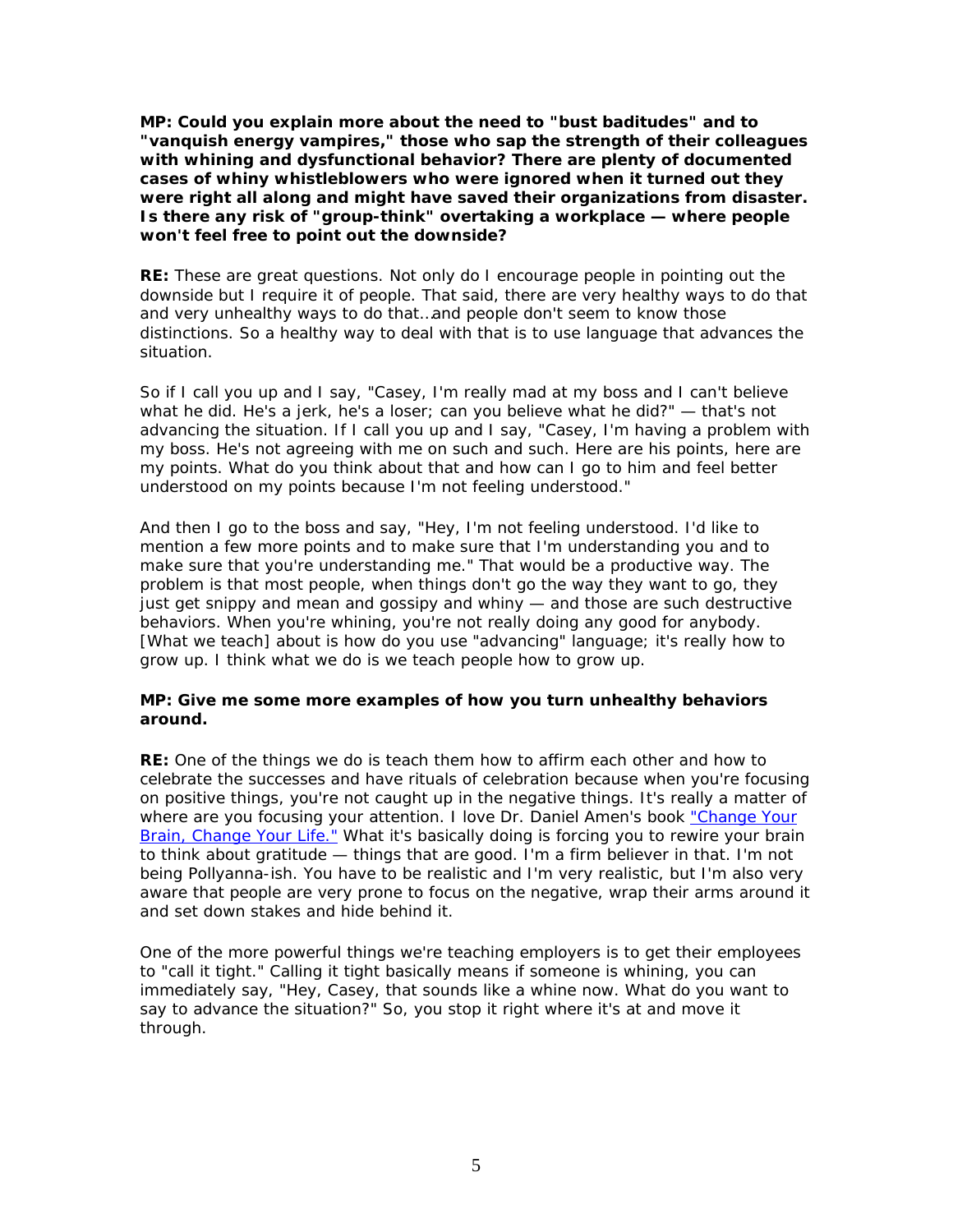**MP: Could you explain more about the need to "bust baditudes" and to "vanquish energy vampires," those who sap the strength of their colleagues with whining and dysfunctional behavior? There are plenty of documented cases of whiny whistleblowers who were ignored when it turned out they were right all along and might have saved their organizations from disaster. Is there any risk of "group-think" overtaking a workplace — where people won't feel free to point out the downside?**

**RE:** These are great questions. Not only do I encourage people in pointing out the downside but I require it of people. That said, there are very healthy ways to do that and very unhealthy ways to do that…and people don't seem to know those distinctions. So a healthy way to deal with that is to use language that advances the situation.

So if I call you up and I say, "Casey, I'm really mad at my boss and I can't believe what he did. He's a jerk, he's a loser; can you believe what he did?" — that's not advancing the situation. If I call you up and I say, "Casey, I'm having a problem with my boss. He's not agreeing with me on such and such. Here are his points, here are my points. What do you think about that and how can I go to him and feel better understood on my points because I'm not feeling understood."

And then I go to the boss and say, "Hey, I'm not feeling understood. I'd like to mention a few more points and to make sure that I'm understanding you and to make sure that you're understanding me." That would be a productive way. The problem is that most people, when things don't go the way they want to go, they just get snippy and mean and gossipy and whiny — and those are such destructive behaviors. When you're whining, you're not really doing any good for anybody. [What we teach] about is how do you use "advancing" language; it's really how to grow up. I think what we do is we teach people how to grow up.

**MP: Give me some more examples of how you turn unhealthy behaviors around.**

**RE:** One of the things we do is teach them how to affirm each other and how to celebrate the successes and have rituals of celebration because when you're focusing on positive things, you're not caught up in the negative things. It's really a matter of where are you focusing your attention. I love Dr. Daniel Amen's book "Change Your Brain, Change Your Life." What it's basically doing is forcing you to rewire your brain to think about gratitude — things that are good. I'm a firm believer in that. I'm not being Pollyanna-ish. You have to be realistic and I'm very realistic, but I'm also very aware that people are very prone to focus on the negative, wrap their arms around it and set down stakes and hide behind it.

One of the more powerful things we're teaching employers is to get their employees to "call it tight." Calling it tight basically means if someone is whining, you can immediately say, "Hey, Casey, that sounds like a whine now. What do you want to say to advance the situation?" So, you stop it right where it's at and move it through.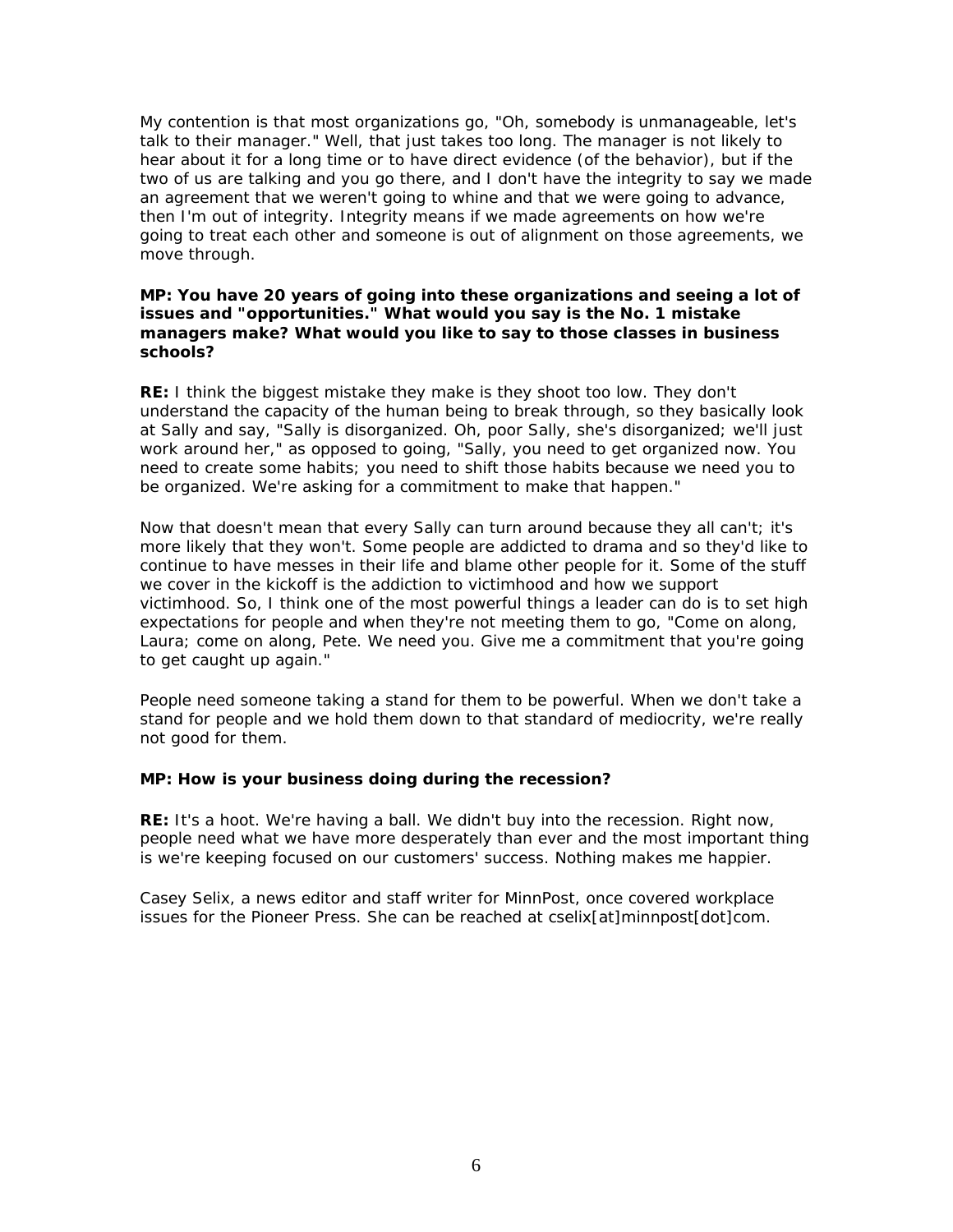My contention is that most organizations go, "Oh, somebody is unmanageable, let's talk to their manager." Well, that just takes too long. The manager is not likely to hear about it for a long time or to have direct evidence (of the behavior), but if the two of us are talking and you go there, and I don't have the integrity to say we made an agreement that we weren't going to whine and that we were going to advance, then I'm out of integrity. Integrity means if we made agreements on how we're going to treat each other and someone is out of alignment on those agreements, we move through.

**MP: You have 20 years of going into these organizations and seeing a lot of issues and "opportunities." What would you say is the No. 1 mistake managers make? What would you like to say to those classes in business schools?**

**RE:** I think the biggest mistake they make is they shoot too low. They don't understand the capacity of the human being to break through, so they basically look at Sally and say, "Sally is disorganized. Oh, poor Sally, she's disorganized; we'll just work around her," as opposed to going, "Sally, you need to get organized now. You need to create some habits; you need to shift those habits because we need you to be organized. We're asking for a commitment to make that happen."

Now that doesn't mean that every Sally can turn around because they all can't; it's more likely that they won't. Some people are addicted to drama and so they'd like to continue to have messes in their life and blame other people for it. Some of the stuff we cover in the kickoff is the addiction to victimhood and how we support victimhood. So, I think one of the most powerful things a leader can do is to set high expectations for people and when they're not meeting them to go, "Come on along, Laura; come on along, Pete. We need you. Give me a commitment that you're going to get caught up again."

People need someone taking a stand for them to be powerful. When we don't take a stand for people and we hold them down to that standard of mediocrity, we're really not good for them.

**MP: How is your business doing during the recession?**

**RE:** It's a hoot. We're having a ball. We didn't buy into the recession. Right now, people need what we have more desperately than ever and the most important thing is we're keeping focused on our customers' success. Nothing makes me happier.

Casey Selix, a news editor and staff writer for MinnPost, once covered workplace issues for the Pioneer Press. She can be reached at cselix[at]minnpost[dot]com.